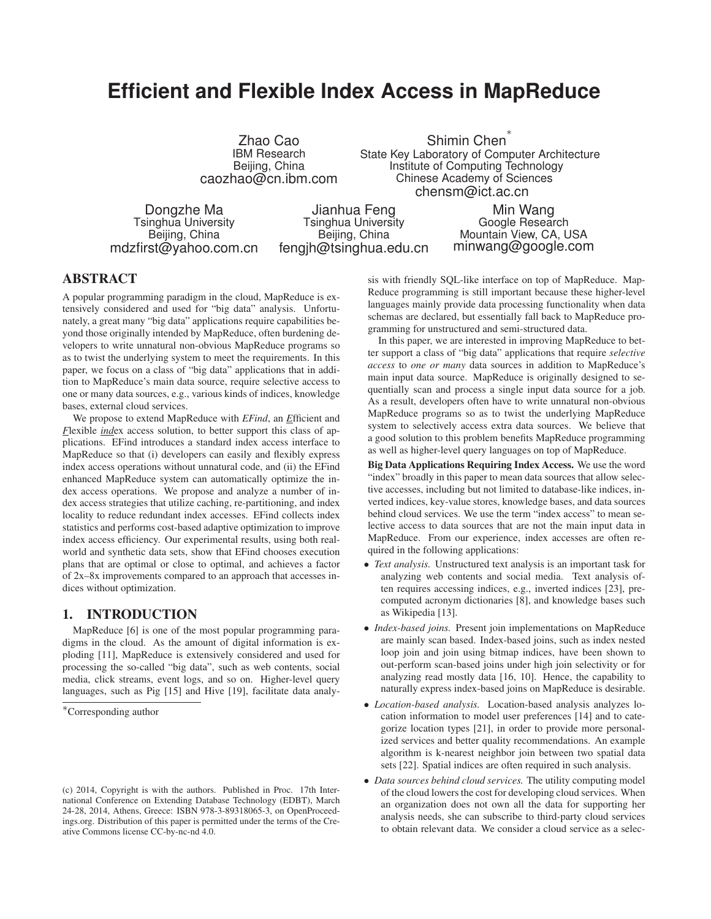# Efficient and Flexible Index Access in MapReduce

Zhao Cao
IBM Research
Beijing, China
caozhao@cn.ibm.com

Shimin Chen*
State Key Laboratory of Computer Architecture
Institute of Computing Technology
Chinese Academy of Sciences
chensm@ict.ac.cn

Dongzhe Ma
Tsinghua University
Beijing, China
mdzfirst@yahoo.com.cn

Jianhua Feng
Tsinghua University
Beijing, China
fengjh@tsinghua.edu.cn

Min Wang
Google Research
Mountain View, CA, USA
minwang@google.com

## ABSTRACT

A popular programming paradigm in the cloud, MapReduce is extensively considered and used for "big data" analysis. Unfortunately, a great many "big data" applications require capabilities beyond those originally intended by MapReduce, often burdening developers to write unnatural non-obvious MapReduce programs so as to twist the underlying system to meet the requirements. In this paper, we focus on a class of "big data" applications that in addition to MapReduce's main data source, require selective access to one or many data sources, e.g., various kinds of indices, knowledge bases, external cloud services.

We propose to extend MapReduce with *EFind*, an *E*fficient and *F*lexible *ind*ex access solution, to better support this class of applications. EFind introduces a standard index access interface to MapReduce so that (i) developers can easily and flexibly express index access operations without unnatural code, and (ii) the EFind enhanced MapReduce system can automatically optimize the index access operations. We propose and analyze a number of index access strategies that utilize caching, re-partitioning, and index locality to reduce redundant index accesses. EFind collects index statistics and performs cost-based adaptive optimization to improve index access efficiency. Our experimental results, using both real-world and synthetic data sets, show that EFind chooses execution plans that are optimal or close to optimal, and achieves a factor of 2x–8x improvements compared to an approach that accesses indices without optimization.

## 1. INTRODUCTION

MapReduce [6] is one of the most popular programming paradigms in the cloud. As the amount of digital information is exploding [11], MapReduce is extensively considered and used for processing the so-called "big data", such as web contents, social media, click streams, event logs, and so on. Higher-level query languages, such as Pig [15] and Hive [19], facilitate data analysis with friendly SQL-like interface on top of MapReduce. MapReduce programming is still important because these higher-level languages mainly provide data processing functionality when data schemas are declared, but essentially fall back to MapReduce programming for unstructured and semi-structured data.

In this paper, we are interested in improving MapReduce to better support a class of "big data" applications that require *selective access* to *one or many* data sources in addition to MapReduce's main input data source. MapReduce is originally designed to sequentially scan and process a single input data source for a job. As a result, developers often have to write unnatural non-obvious MapReduce programs so as to twist the underlying MapReduce system to selectively access extra data sources. We believe that a good solution to this problem benefits MapReduce programming as well as higher-level query languages on top of MapReduce.

**Big Data Applications Requiring Index Access.** We use the word "index" broadly in this paper to mean data sources that allow selective accesses, including but not limited to database-like indices, inverted indices, key-value stores, knowledge bases, and data sources behind cloud services. We use the term "index access" to mean selective access to data sources that are not the main input data in MapReduce. From our experience, index accesses are often required in the following applications:

- *Text analysis.* Unstructured text analysis is an important task for analyzing web contents and social media. Text analysis often requires accessing indices, e.g., inverted indices [23], precomputed acronym dictionaries [8], and knowledge bases such as Wikipedia [13].
- *Index-based joins.* Present join implementations on MapReduce are mainly scan based. Index-based joins, such as index nested loop join and join using bitmap indices, have been shown to out-perform scan-based joins under high join selectivity or for analyzing read mostly data [16, 10]. Hence, the capability to naturally express index-based joins on MapReduce is desirable.
- *Location-based analysis.* Location-based analysis analyzes location information to model user preferences [14] and to categorize location types [21], in order to provide more personalized services and better quality recommendations. An example algorithm is k-nearest neighbor join between two spatial data sets [22]. Spatial indices are often required in such analysis.
- *Data sources behind cloud services.* The utility computing model of the cloud lowers the cost for developing cloud services. When an organization does not own all the data for supporting her analysis needs, she can subscribe to third-party cloud services to obtain relevant data. We consider a cloud service as a selec-

*Corresponding author

(c) 2014, Copyright is with the authors. Published in Proc. 17th International Conference on Extending Database Technology (EDBT), March 24-28, 2014, Athens, Greece: ISBN 978-3-89318065-3, on OpenProceedings.org. Distribution of this paper is permitted under the terms of the Creative Commons license CC-by-nc-nd 4.0.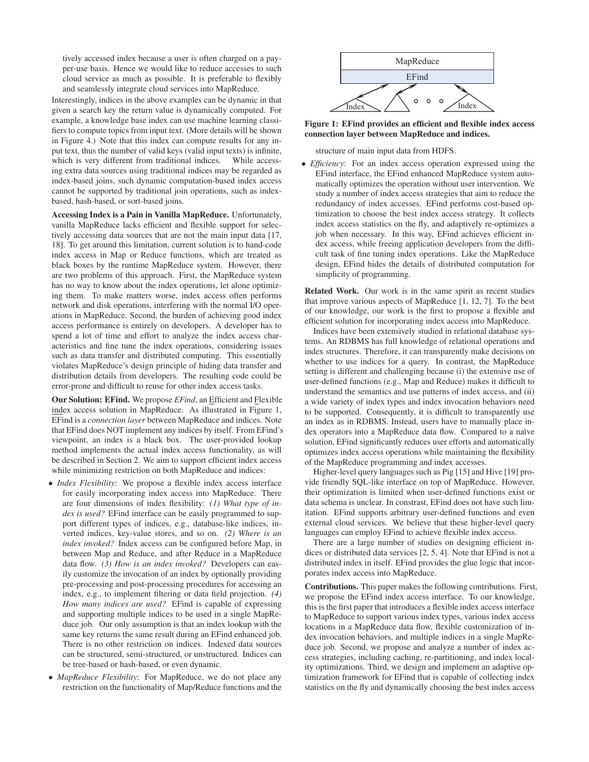tively accessed index because a user is often charged on a pay-per-use basis. Hence we would like to reduce accesses to such cloud service as much as possible. It is preferable to flexibly and seamlessly integrate cloud services into MapReduce.

Interestingly, indices in the above examples can be dynamic in that given a search key the return value is dynamically computed. For example, a knowledge base index can use machine learning classifiers to compute topics from input text. (More details will be shown in Figure 4.) Note that this index can compute results for any input text, thus the number of valid keys (valid input texts) is infinite, which is very different from traditional indices. While accessing extra data sources using traditional indices may be regarded as index-based joins, such dynamic computation-based index access cannot be supported by traditional join operations, such as index-based, hash-based, or sort-based joins.

**Accessing Index is a Pain in Vanilla MapReduce.** Unfortunately, vanilla MapReduce lacks efficient and flexible support for selectively accessing data sources that are not the main input data [17, 18]. To get around this limitation, current solution is to hand-code index access in Map or Reduce functions, which are treated as black boxes by the runtime MapReduce system. However, there are two problems of this approach. First, the MapReduce system has no way to know about the index operations, let alone optimizing them. To make matters worse, index access often performs network and disk operations, interfering with the normal I/O operations in MapReduce. Second, the burden of achieving good index access performance is entirely on developers. A developer has to spend a lot of time and effort to analyze the index access characteristics and fine tune the index operations, considering issues such as data transfer and distributed computing. This essentially violates MapReduce's design principle of hiding data transfer and distribution details from developers. The resulting code could be error-prone and difficult to reuse for other index access tasks.

**Our Solution: EFind.** We propose *EFind*, an Efficient and Flexible index access solution in MapReduce. As illustrated in Figure 1, EFind is a *connection layer* between MapReduce and indices. Note that EFind does NOT implement any indices by itself. From EFind's viewpoint, an index is a black box. The user-provided lookup method implements the actual index access functionality, as will be described in Section 2. We aim to support efficient index access while minimizing restriction on both MapReduce and indices:

- *Index Flexibility*: We propose a flexible index access interface for easily incorporating index access into MapReduce. There are four dimensions of index flexibility: *(1) What type of index is used?* EFind interface can be easily programmed to support different types of indices, e.g., database-like indices, inverted indices, key-value stores, and so on. *(2) Where is an index invoked?* Index access can be configured before Map, in between Map and Reduce, and after Reduce in a MapReduce data flow. *(3) How is an index invoked?* Developers can easily customize the invocation of an index by optionally providing pre-processing and post-processing procedures for accessing an index, e.g., to implement filtering or data field projection. *(4) How many indices are used?* EFind is capable of expressing and supporting multiple indices to be used in a single MapReduce job. Our only assumption is that an index lookup with the same key returns the same result during an EFind enhanced job. There is no other restriction on indices. Indexed data sources can be structured, semi-structured, or unstructured. Indices can be tree-based or hash-based, or even dynamic.
- *MapReduce Flexibility*: For MapReduce, we do not place any restriction on the functionality of Map/Reduce functions and the structure of main input data from HDFS.
- *Efficiency*: For an index access operation expressed using the EFind interface, the EFind enhanced MapReduce system automatically optimizes the operation without user intervention. We study a number of index access strategies that aim to reduce the redundancy of index accesses. EFind performs cost-based optimization to choose the best index access strategy. It collects index access statistics on the fly, and adaptively re-optimizes a job when necessary. In this way, EFind achieves efficient index access, while freeing application developers from the difficult task of fine tuning index operations. Like the MapReduce design, EFind hides the details of distributed computation for simplicity of programming.

**Figure 1: EFind provides an efficient and flexible index access connection layer between MapReduce and indices.**

**Related Work.** Our work is in the same spirit as recent studies that improve various aspects of MapReduce [1, 12, 7]. To the best of our knowledge, our work is the first to propose a flexible and efficient solution for incorporating index access into MapReduce.

Indices have been extensively studied in relational database systems. An RDBMS has full knowledge of relational operations and index structures. Therefore, it can transparently make decisions on whether to use indices for a query. In contrast, the MapReduce setting is different and challenging because (i) the extensive use of user-defined functions (e.g., Map and Reduce) makes it difficult to understand the semantics and use patterns of index access, and (ii) a wide variety of index types and index invocation behaviors need to be supported. Consequently, it is difficult to transparently use an index as in RDBMS. Instead, users have to manually place index operators into a MapReduce data flow. Compared to a naïve solution, EFind significantly reduces user efforts and automatically optimizes index access operations while maintaining the flexibility of the MapReduce programming and index accesses.

Higher-level query languages such as Pig [15] and Hive [19] provide friendly SQL-like interface on top of MapReduce. However, their optimization is limited when user-defined functions exist or data schema is unclear. In constrast, EFind does not have such limitation. EFind supports arbitrary user-defined functions and even external cloud services. We believe that these higher-level query languages can employ EFind to achieve flexible index access.

There are a large number of studies on designing efficient indices or distributed data services [2, 5, 4]. Note that EFind is not a distributed index in itself. EFind provides the glue logic that incorporates index access into MapReduce.

**Contributions.** This paper makes the following contributions. First, we propose the EFind index access interface. To our knowledge, this is the first paper that introduces a flexible index access interface to MapReduce to support various index types, various index access locations in a MapReduce data flow, flexible customization of index invocation behaviors, and multiple indices in a single MapReduce job. Second, we propose and analyze a number of index access strategies, including caching, re-partitioning, and index locality optimizations. Third, we design and implement an adaptive optimization framework for EFind that is capable of collecting index statistics on the fly and dynamically choosing the best index access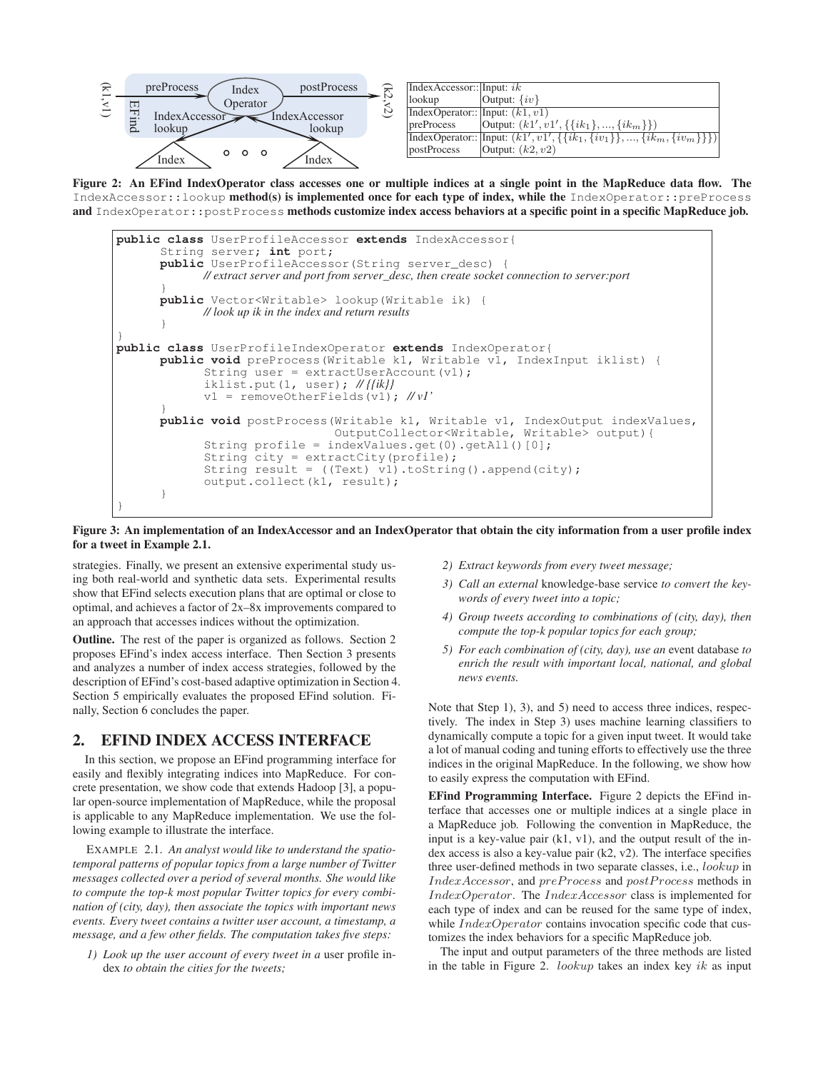| IndexAccessor:: lookup | Input: $ik$ |
| --- | --- |
| | Output: $\{iv\}$ |
| IndexOperator:: preProcess | Input: $(k1, v1)$ |
| | Output: $(k1', v1', \{\{ik_1\}, ..., \{ik_m\}\})$ |
| IndexOperator:: postProcess | Input: $(k1', v1', \{\{ik_1, \{iv_1\}\}, ..., \{ik_m, \{iv_m\}\}\})$ |
| | Output: $(k2, v2)$ |

**Figure 2: An EFind IndexOperator class accesses one or multiple indices at a single point in the MapReduce data flow. The `IndexAccessor::lookup` method(s) is implemented once for each type of index, while the `IndexOperator::preProcess` and `IndexOperator::postProcess` methods customize index access behaviors at a specific point in a specific MapReduce job.**

```
public class UserProfileAccessor extends IndexAccessor{
      String server; int port;
      public UserProfileAccessor(String server_desc) {
            // extract server and port from server_desc, then create socket connection to server:port
      }
      public Vector<Writable> lookup(Writable ik) {
            // look up ik in the index and return results
      }
}
public class UserProfileIndexOperator extends IndexOperator{
      public void preProcess(Writable k1, Writable v1, IndexInput iklist) {
            String user = extractUserAccount(v1);
            iklist.put(1, user); // {{ik}}
            v1 = removeOtherFields(v1); // v1'
      }
      public void postProcess(Writable k1, Writable v1, IndexOutput indexValues,
                              OutputCollector<Writable, Writable> output){
            String profile = indexValues.get(0).getAll()[0];
            String city = extractCity(profile);
            String result = ((Text) v1).toString().append(city);
            output.collect(k1, result);
      }
}
```

**Figure 3: An implementation of an IndexAccessor and an IndexOperator that obtain the city information from a user profile index for a tweet in Example 2.1.**

strategies. Finally, we present an extensive experimental study using both real-world and synthetic data sets. Experimental results show that EFind selects execution plans that are optimal or close to optimal, and achieves a factor of 2x–8x improvements compared to an approach that accesses indices without the optimization.

**Outline.** The rest of the paper is organized as follows. Section 2 proposes EFind's index access interface. Then Section 3 presents and analyzes a number of index access strategies, followed by the description of EFind's cost-based adaptive optimization in Section 4. Section 5 empirically evaluates the proposed EFind solution. Finally, Section 6 concludes the paper.

## 2. EFIND INDEX ACCESS INTERFACE

In this section, we propose an EFind programming interface for easily and flexibly integrating indices into MapReduce. For concrete presentation, we show code that extends Hadoop [3], a popular open-source implementation of MapReduce, while the proposal is applicable to any MapReduce implementation. We use the following example to illustrate the interface.

EXAMPLE 2.1. *An analyst would like to understand the spatio-temporal patterns of popular topics from a large number of Twitter messages collected over a period of several months. She would like to compute the top-k most popular Twitter topics for every combination of (city, day), then associate the topics with important news events. Every tweet contains a twitter user account, a timestamp, a message, and a few other fields. The computation takes five steps:*

1) *Look up the user account of every tweet in a* user profile index *to obtain the cities for the tweets;*
2) *Extract keywords from every tweet message;*
3) *Call an external* knowledge-base service *to convert the keywords of every tweet into a topic;*
4) *Group tweets according to combinations of (city, day), then compute the top-k popular topics for each group;*
5) *For each combination of (city, day), use an* event database *to enrich the result with important local, national, and global news events.*

Note that Step 1), 3), and 5) need to access three indices, respectively. The index in Step 3) uses machine learning classifiers to dynamically compute a topic for a given input tweet. It would take a lot of manual coding and tuning efforts to effectively use the three indices in the original MapReduce. In the following, we show how to easily express the computation with EFind.

**EFind Programming Interface.** Figure 2 depicts the EFind interface that accesses one or multiple indices at a single place in a MapReduce job. Following the convention in MapReduce, the input is a key-value pair (k1, v1), and the output result of the index access is also a key-value pair (k2, v2). The interface specifies three user-defined methods in two separate classes, i.e., $lookup$ in $IndexAccessor$, and $preProcess$ and $postProcess$ methods in $IndexOperator$. The $IndexAccessor$ class is implemented for each type of index and can be reused for the same type of index, while $IndexOperator$ contains invocation specific code that customizes the index behaviors for a specific MapReduce job.

The input and output parameters of the three methods are listed in the table in Figure 2. $lookup$ takes an index key $ik$ as input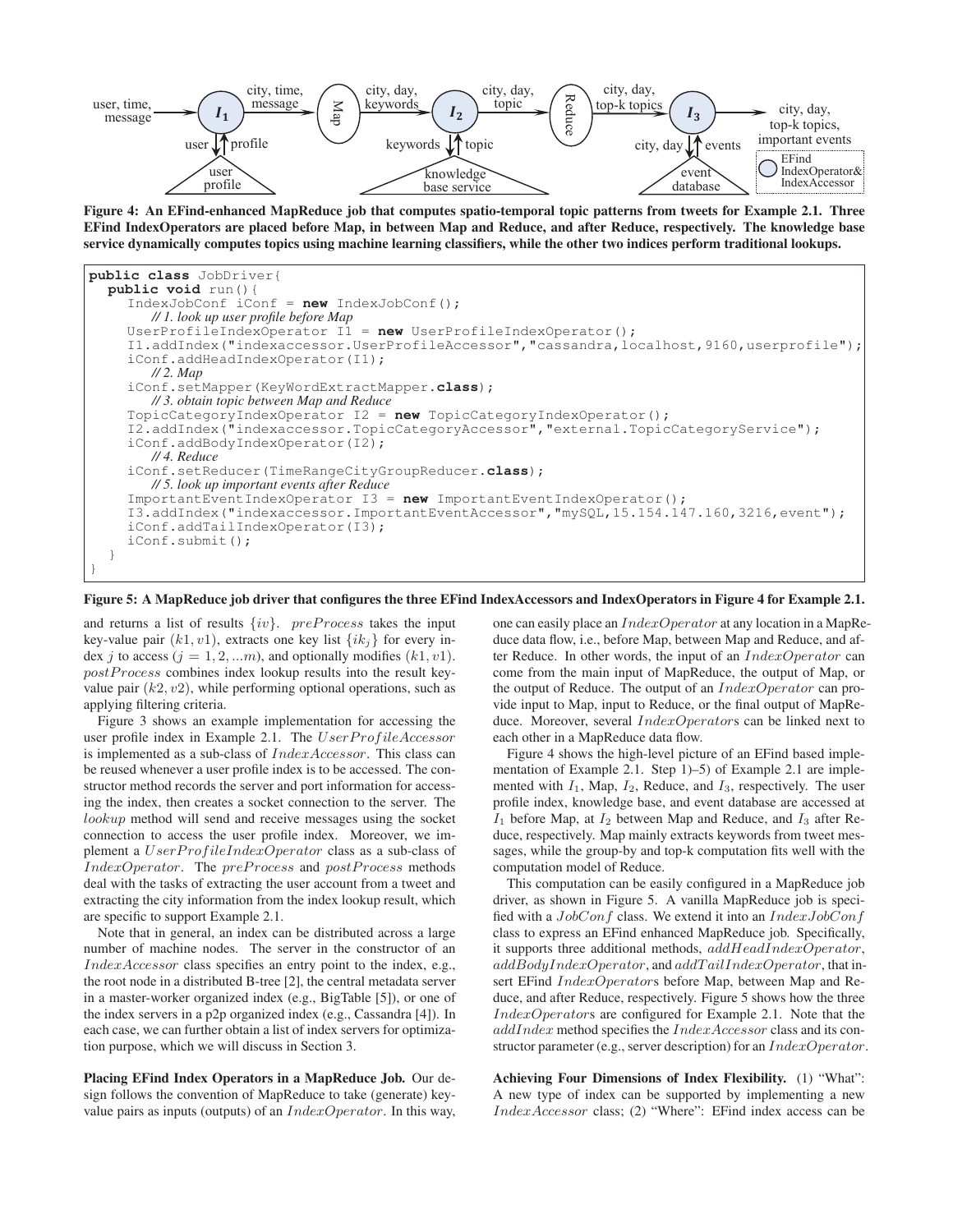Figure 4: An EFind-enhanced MapReduce job that computes spatio-temporal topic patterns from tweets for Example 2.1. Three EFind IndexOperators are placed before Map, in between Map and Reduce, and after Reduce, respectively. The knowledge base service dynamically computes topics using machine learning classifiers, while the other two indices perform traditional lookups.

```
public class JobDriver{
  public void run(){
     IndexJobConf iConf = new IndexJobConf();
        // 1. look up user profile before Map
     UserProfileIndexOperator I1 = new UserProfileIndexOperator();
     I1.addIndex("indexaccessor.UserProfileAccessor","cassandra,localhost,9160,userprofile");
     iConf.addHeadIndexOperator(I1);
        // 2. Map
     iConf.setMapper(KeyWordExtractMapper.class);
        // 3. obtain topic between Map and Reduce
     TopicCategoryIndexOperator I2 = new TopicCategoryIndexOperator();
     I2.addIndex("indexaccessor.TopicCategoryAccessor","external.TopicCategoryService");
     iConf.addBodyIndexOperator(I2);
        // 4. Reduce
     iConf.setReducer(TimeRangeCityGroupReducer.class);
        // 5. look up important events after Reduce
     ImportantEventIndexOperator I3 = new ImportantEventIndexOperator();
     I3.addIndex("indexaccessor.ImportantEventAccessor","mySQL,15.154.147.160,3216,event");
     iConf.addTailIndexOperator(I3);
     iConf.submit();
  }
}
```

Figure 5: A MapReduce job driver that configures the three EFind IndexAccessors and IndexOperators in Figure 4 for Example 2.1.

and returns a list of results $\{iv\}$. $preProcess$ takes the input key-value pair $(k1, v1)$, extracts one key list $\{ik_j\}$ for every index $j$ to access $(j = 1, 2, ...m)$, and optionally modifies $(k1, v1)$. $postProcess$ combines index lookup results into the result key-value pair $(k2, v2)$, while performing optional operations, such as applying filtering criteria.

Figure 3 shows an example implementation for accessing the user profile index in Example 2.1. The $UserProfileAccessor$ is implemented as a sub-class of $IndexAccessor$. This class can be reused whenever a user profile index is to be accessed. The constructor method records the server and port information for accessing the index, then creates a socket connection to the server. The $lookup$ method will send and receive messages using the socket connection to access the user profile index. Moreover, we implement a $UserProfileIndexOperator$ class as a sub-class of $IndexOperator$. The $preProcess$ and $postProcess$ methods deal with the tasks of extracting the user account from a tweet and extracting the city information from the index lookup result, which are specific to support Example 2.1.

Note that in general, an index can be distributed across a large number of machine nodes. The server in the constructor of an $IndexAccessor$ class specifies an entry point to the index, e.g., the root node in a distributed B-tree [2], the central metadata server in a master-worker organized index (e.g., BigTable [5]), or one of the index servers in a p2p organized index (e.g., Cassandra [4]). In each case, we can further obtain a list of index servers for optimization purpose, which we will discuss in Section 3.

**Placing EFind Index Operators in a MapReduce Job.** Our design follows the convention of MapReduce to take (generate) key-value pairs as inputs (outputs) of an $IndexOperator$. In this way, one can easily place an $IndexOperator$ at any location in a MapReduce data flow, i.e., before Map, between Map and Reduce, and after Reduce. In other words, the input of an $IndexOperator$ can come from the main input of MapReduce, the output of Map, or the output of Reduce. The output of an $IndexOperator$ can provide input to Map, input to Reduce, or the final output of MapReduce. Moreover, several $IndexOperator$s can be linked next to each other in a MapReduce data flow.

Figure 4 shows the high-level picture of an EFind based implementation of Example 2.1. Step 1)–5) of Example 2.1 are implemented with $I_1$, Map, $I_2$, Reduce, and $I_3$, respectively. The user profile index, knowledge base, and event database are accessed at $I_1$ before Map, at $I_2$ between Map and Reduce, and $I_3$ after Reduce, respectively. Map mainly extracts keywords from tweet messages, while the group-by and top-k computation fits well with the computation model of Reduce.

This computation can be easily configured in a MapReduce job driver, as shown in Figure 5. A vanilla MapReduce job is specified with a $JobConf$ class. We extend it into an $IndexJobConf$ class to express an EFind enhanced MapReduce job. Specifically, it supports three additional methods, $addHeadIndexOperator$, $addBodyIndexOperator$, and $addTailIndexOperator$, that insert EFind $IndexOperator$s before Map, between Map and Reduce, and after Reduce, respectively. Figure 5 shows how the three $IndexOperator$s are configured for Example 2.1. Note that the $addIndex$ method specifies the $IndexAccessor$ class and its constructor parameter (e.g., server description) for an $IndexOperator$.

**Achieving Four Dimensions of Index Flexibility.** (1) "What": A new type of index can be supported by implementing a new $IndexAccessor$ class; (2) "Where": EFind index access can be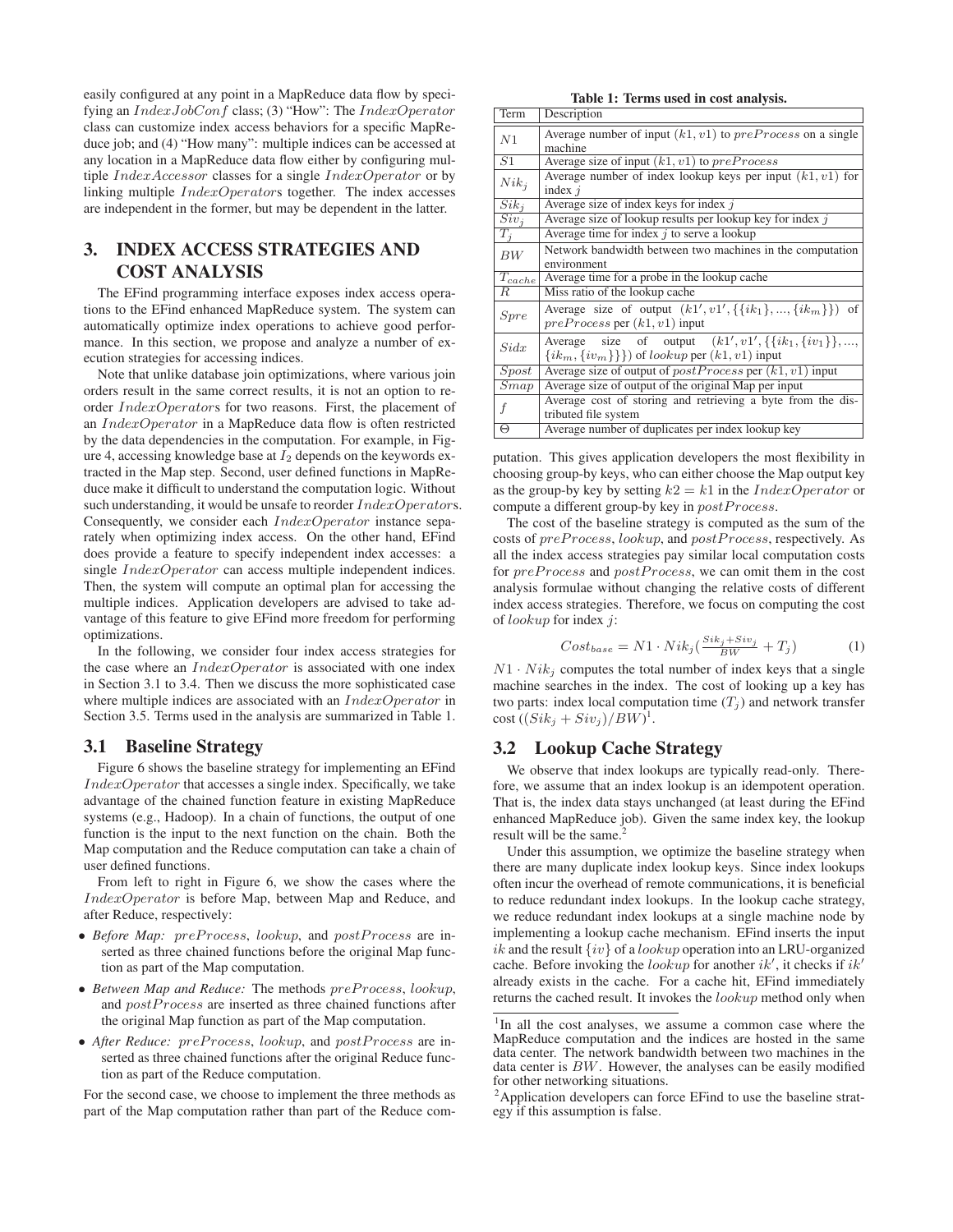easily configured at any point in a MapReduce data flow by specifying an $IndexJobConf$ class; (3) "How": The $IndexOperator$ class can customize index access behaviors for a specific MapReduce job; and (4) "How many": multiple indices can be accessed at any location in a MapReduce data flow either by configuring multiple $IndexAccessor$ classes for a single $IndexOperator$ or by linking multiple $IndexOperator$s together. The index accesses are independent in the former, but may be dependent in the latter.

## 3. INDEX ACCESS STRATEGIES AND COST ANALYSIS

The EFind programming interface exposes index access operations to the EFind enhanced MapReduce system. The system can automatically optimize index operations to achieve good performance. In this section, we propose and analyze a number of execution strategies for accessing indices.

Note that unlike database join optimizations, where various join orders result in the same correct results, it is not an option to reorder $IndexOperator$s for two reasons. First, the placement of an $IndexOperator$ in a MapReduce data flow is often restricted by the data dependencies in the computation. For example, in Figure 4, accessing knowledge base at $I_2$ depends on the keywords extracted in the Map step. Second, user defined functions in MapReduce make it difficult to understand the computation logic. Without such understanding, it would be unsafe to reorder $IndexOperator$s. Consequently, we consider each $IndexOperator$ instance separately when optimizing index access. On the other hand, EFind does provide a feature to specify independent index accesses: a single $IndexOperator$ can access multiple independent indices. Then, the system will compute an optimal plan for accessing the multiple indices. Application developers are advised to take advantage of this feature to give EFind more freedom for performing optimizations.

In the following, we consider four index access strategies for the case where an $IndexOperator$ is associated with one index in Section 3.1 to 3.4. Then we discuss the more sophisticated case where multiple indices are associated with an $IndexOperator$ in Section 3.5. Terms used in the analysis are summarized in Table 1.

**Table 1: Terms used in cost analysis.**

| Term | Description |
|---|---|
| $N1$ | Average number of input $(k1, v1)$ to $preProcess$ on a single machine |
| $S1$ | Average size of input $(k1, v1)$ to $preProcess$ |
| $Nik_j$ | Average number of index lookup keys per input $(k1, v1)$ for index $j$ |
| $Sik_j$ | Average size of index keys for index $j$ |
| $Siv_j$ | Average size of lookup results per lookup key for index $j$ |
| $T_j$ | Average time for index $j$ to serve a lookup |
| $BW$ | Network bandwidth between two machines in the computation environment |
| $T_{cache}$ | Average time for a probe in the lookup cache |
| $R$ | Miss ratio of the lookup cache |
| $Spre$ | Average size of output $(k1', v1', \{\{ik_1\}, ..., \{ik_m\}\})$ of $preProcess$ per $(k1, v1)$ input |
| $Sidx$ | Average size of output $(k1', v1', \{\{ik_1, \{iv_1\}\}, ..., \{ik_m, \{iv_m\}\}\})$ of $lookup$ per $(k1, v1)$ input |
| $Spost$ | Average size of output of $postProcess$ per $(k1, v1)$ input |
| $Smap$ | Average size of output of the original Map per input |
| $f$ | Average cost of storing and retrieving a byte from the distributed file system |
| $\Theta$ | Average number of duplicates per index lookup key |

### 3.1 Baseline Strategy

Figure 6 shows the baseline strategy for implementing an EFind $IndexOperator$ that accesses a single index. Specifically, we take advantage of the chained function feature in existing MapReduce systems (e.g., Hadoop). In a chain of functions, the output of one function is the input to the next function on the chain. Both the Map computation and the Reduce computation can take a chain of user defined functions.

From left to right in Figure 6, we show the cases where the $IndexOperator$ is before Map, between Map and Reduce, and after Reduce, respectively:

- *Before Map:* $preProcess$, $lookup$, and $postProcess$ are inserted as three chained functions before the original Map function as part of the Map computation.
- *Between Map and Reduce:* The methods $preProcess$, $lookup$, and $postProcess$ are inserted as three chained functions after the original Map function as part of the Map computation.
- *After Reduce:* $preProcess$, $lookup$, and $postProcess$ are inserted as three chained functions after the original Reduce function as part of the Reduce computation.

For the second case, we choose to implement the three methods as part of the Map computation rather than part of the Reduce computation. This gives application developers the most flexibility in choosing group-by keys, who can either choose the Map output key as the group-by key by setting $k2 = k1$ in the $IndexOperator$ or compute a different group-by key in $postProcess$.

The cost of the baseline strategy is computed as the sum of the costs of $preProcess$, $lookup$, and $postProcess$, respectively. As all the index access strategies pay similar local computation costs for $preProcess$ and $postProcess$, we can omit them in the cost analysis formulae without changing the relative costs of different index access strategies. Therefore, we focus on computing the cost of $lookup$ for index $j$:

$$Cost_{base} = N1 \cdot Nik_j\left(\frac{Sik_j + Siv_j}{BW} + T_j\right) \tag{1}$$

$N1 \cdot Nik_j$ computes the total number of index keys that a single machine searches in the index. The cost of looking up a key has two parts: index local computation time ($T_j$) and network transfer cost ($(Sik_j + Siv_j)/BW$)[1].

### 3.2 Lookup Cache Strategy

We observe that index lookups are typically read-only. Therefore, we assume that an index lookup is an idempotent operation. That is, the index data stays unchanged (at least during the EFind enhanced MapReduce job). Given the same index key, the lookup result will be the same.[2]

Under this assumption, we optimize the baseline strategy when there are many duplicate index lookup keys. Since index lookups often incur the overhead of remote communications, it is beneficial to reduce redundant index lookups. In the lookup cache strategy, we reduce redundant index lookups at a single machine node by implementing a lookup cache mechanism. EFind inserts the input $ik$ and the result $\{iv\}$ of a $lookup$ operation into an LRU-organized cache. Before invoking the $lookup$ for another $ik'$, it checks if $ik'$ already exists in the cache. For a cache hit, EFind immediately returns the cached result. It invokes the $lookup$ method only when

[1] In all the cost analyses, we assume a common case where the MapReduce computation and the indices are hosted in the same data center. The network bandwidth between two machines in the data center is $BW$. However, the analyses can be easily modified for other networking situations.

[2] Application developers can force EFind to use the baseline strategy if this assumption is false.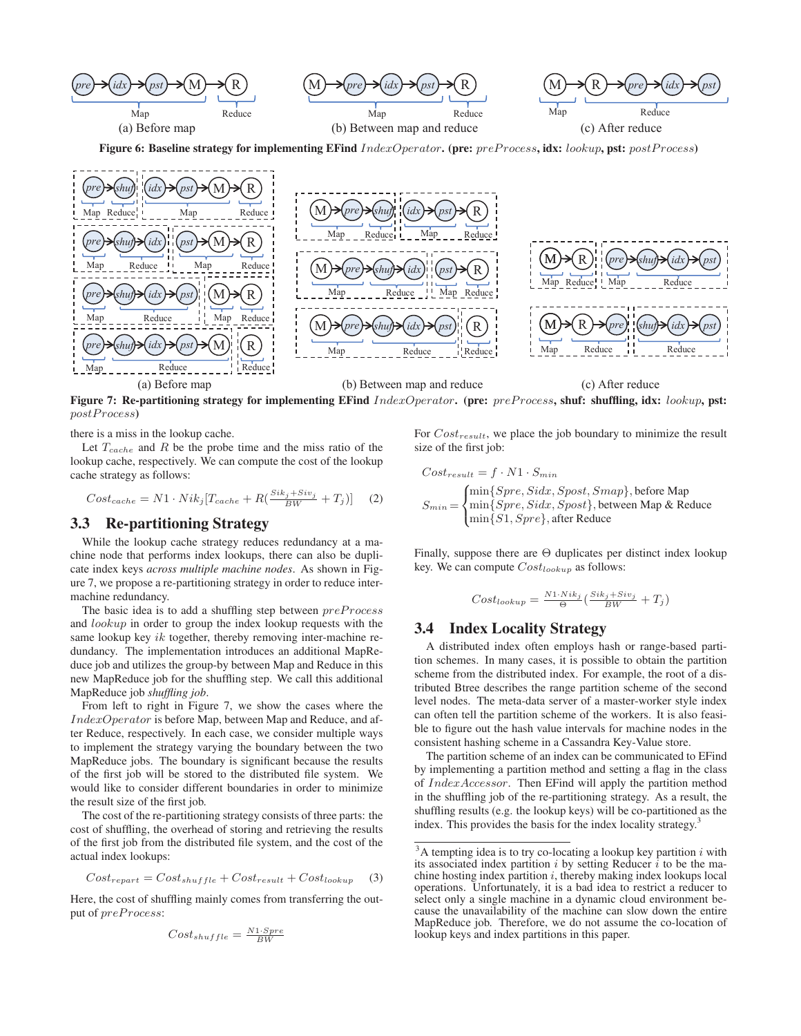(a) Before map (b) Between map and reduce (c) After reduce

**Figure 6: Baseline strategy for implementing EFind $IndexOperator$. (pre: $preProcess$, idx: $lookup$, pst: $postProcess$)**

(a) Before map (b) Between map and reduce (c) After reduce

**Figure 7: Re-partitioning strategy for implementing EFind $IndexOperator$. (pre: $preProcess$, shuf: shuffling, idx: $lookup$, pst: $postProcess$)**

there is a miss in the lookup cache.

Let $T_{cache}$ and $R$ be the probe time and the miss ratio of the lookup cache, respectively. We can compute the cost of the lookup cache strategy as follows:

$$Cost_{cache} = N1 \cdot Nik_j[T_{cache} + R(\frac{Sik_j + Siv_j}{BW} + T_j)] \quad (2)$$

## 3.3 Re-partitioning Strategy

While the lookup cache strategy reduces redundancy at a machine node that performs index lookups, there can also be duplicate index keys *across multiple machine nodes*. As shown in Figure 7, we propose a re-partitioning strategy in order to reduce inter-machine redundancy.

The basic idea is to add a shuffling step between $preProcess$ and $lookup$ in order to group the index lookup requests with the same lookup key $ik$ together, thereby removing inter-machine redundancy. The implementation introduces an additional MapReduce job and utilizes the group-by between Map and Reduce in this new MapReduce job for the shuffling step. We call this additional MapReduce job *shuffling job*.

From left to right in Figure 7, we show the cases where the $IndexOperator$ is before Map, between Map and Reduce, and after Reduce, respectively. In each case, we consider multiple ways to implement the strategy varying the boundary between the two MapReduce jobs. The boundary is significant because the results of the first job will be stored to the distributed file system. We would like to consider different boundaries in order to minimize the result size of the first job.

The cost of the re-partitioning strategy consists of three parts: the cost of shuffling, the overhead of storing and retrieving the results of the first job from the distributed file system, and the cost of the actual index lookups:

$$Cost_{repart} = Cost_{shuffle} + Cost_{result} + Cost_{lookup} \quad (3)$$

Here, the cost of shuffling mainly comes from transferring the output of $preProcess$:

$$Cost_{shuffle} = \frac{N1 \cdot Spre}{BW}$$

For $Cost_{result}$, we place the job boundary to minimize the result size of the first job:

$$Cost_{result} = f \cdot N1 \cdot S_{min}$$

$$S_{min} = \begin{cases} \min\{Spre, Sidx, Spost, Smap\}, \text{before Map} \\ \min\{Spre, Sidx, Spost\}, \text{between Map \& Reduce} \\ \min\{S1, Spre\}, \text{after Reduce} \end{cases}$$

Finally, suppose there are $\Theta$ duplicates per distinct index lookup key. We can compute $Cost_{lookup}$ as follows:

$$Cost_{lookup} = \frac{N1 \cdot Nik_j}{\Theta}(\frac{Sik_j + Siv_j}{BW} + T_j)$$

## 3.4 Index Locality Strategy

A distributed index often employs hash or range-based partition schemes. In many cases, it is possible to obtain the partition scheme from the distributed index. For example, the root of a distributed Btree describes the range partition scheme of the second level nodes. The meta-data server of a master-worker style index can often tell the partition scheme of the workers. It is also feasible to figure out the hash value intervals for machine nodes in the consistent hashing scheme in a Cassandra Key-Value store.

The partition scheme of an index can be communicated to EFind by implementing a partition method and setting a flag in the class of $IndexAccessor$. Then EFind will apply the partition method in the shuffling job of the re-partitioning strategy. As a result, the shuffling results (e.g. the lookup keys) will be co-partitioned as the index. This provides the basis for the index locality strategy.[3]

[3]A tempting idea is to try co-locating a lookup key partition $i$ with its associated index partition $i$ by setting Reducer $i$ to be the machine hosting index partition $i$, thereby making index lookups local operations. Unfortunately, it is a bad idea to restrict a reducer to select only a single machine in a dynamic cloud environment because the unavailability of the machine can slow down the entire MapReduce job. Therefore, we do not assume the co-location of lookup keys and index partitions in this paper.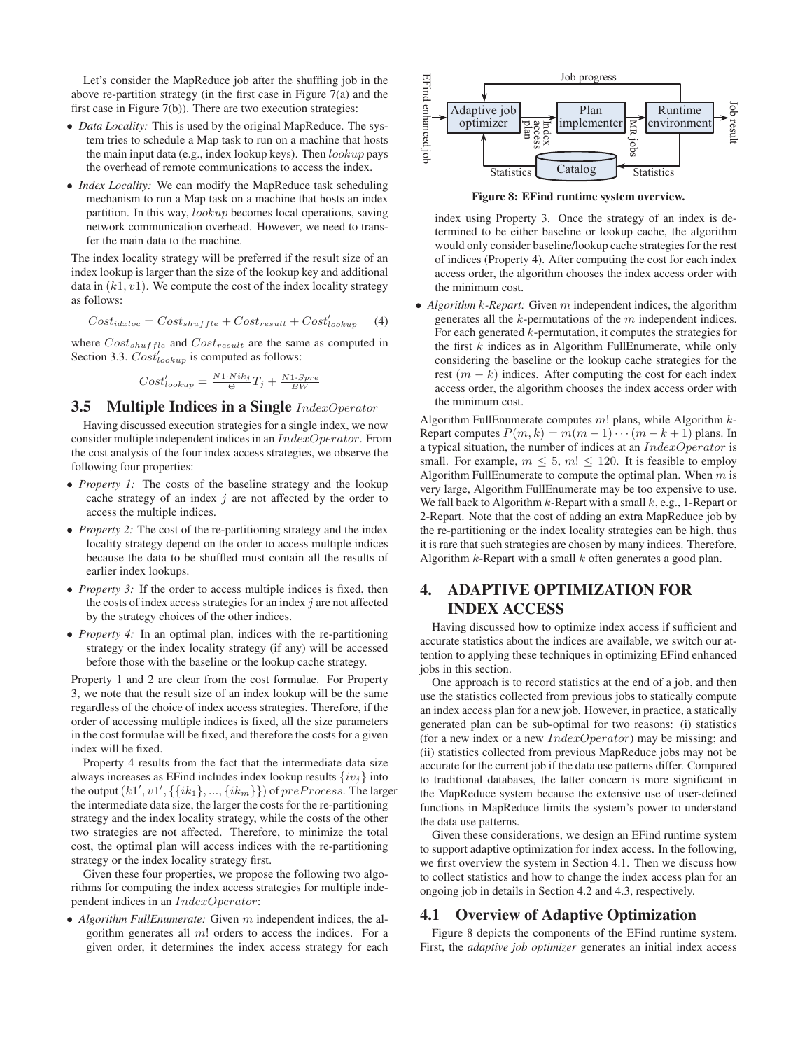Let's consider the MapReduce job after the shuffling job in the above re-partition strategy (in the first case in Figure 7(a) and the first case in Figure 7(b)). There are two execution strategies:

- *Data Locality:* This is used by the original MapReduce. The system tries to schedule a Map task to run on a machine that hosts the main input data (e.g., index lookup keys). Then $lookup$ pays the overhead of remote communications to access the index.
- *Index Locality:* We can modify the MapReduce task scheduling mechanism to run a Map task on a machine that hosts an index partition. In this way, $lookup$ becomes local operations, saving network communication overhead. However, we need to transfer the main data to the machine.

The index locality strategy will be preferred if the result size of an index lookup is larger than the size of the lookup key and additional data in $(k1, v1)$. We compute the cost of the index locality strategy as follows:

$$Cost_{idxloc} = Cost_{shuffle} + Cost_{result} + Cost'_{lookup} \quad (4)$$

where $Cost_{shuffle}$ and $Cost_{result}$ are the same as computed in Section 3.3. $Cost'_{lookup}$ is computed as follows:

$$Cost'_{lookup} = \frac{N1 \cdot Nik_j}{\Theta} T_j + \frac{N1 \cdot Spre}{BW}$$

### 3.5 Multiple Indices in a Single $IndexOperator$

Having discussed execution strategies for a single index, we now consider multiple independent indices in an $IndexOperator$. From the cost analysis of the four index access strategies, we observe the following four properties:

- *Property 1:* The costs of the baseline strategy and the lookup cache strategy of an index $j$ are not affected by the order to access the multiple indices.
- *Property 2:* The cost of the re-partitioning strategy and the index locality strategy depend on the order to access multiple indices because the data to be shuffled must contain all the results of earlier index lookups.
- *Property 3:* If the order to access multiple indices is fixed, then the costs of index access strategies for an index $j$ are not affected by the strategy choices of the other indices.
- *Property 4:* In an optimal plan, indices with the re-partitioning strategy or the index locality strategy (if any) will be accessed before those with the baseline or the lookup cache strategy.

Property 1 and 2 are clear from the cost formulae. For Property 3, we note that the result size of an index lookup will be the same regardless of the choice of index access strategies. Therefore, if the order of accessing multiple indices is fixed, all the size parameters in the cost formulae will be fixed, and therefore the costs for a given index will be fixed.

Property 4 results from the fact that the intermediate data size always increases as EFind includes index lookup results $\{iv_j\}$ into the output $(k1', v1', \{\{ik_1\}, ..., \{ik_m\}\})$ of $preProcess$. The larger the intermediate data size, the larger the costs for the re-partitioning strategy and the index locality strategy, while the costs of the other two strategies are not affected. Therefore, to minimize the total cost, the optimal plan will access indices with the re-partitioning strategy or the index locality strategy first.

Given these four properties, we propose the following two algorithms for computing the index access strategies for multiple independent indices in an $IndexOperator$:

- *Algorithm FullEnumerate:* Given $m$ independent indices, the algorithm generates all $m!$ orders to access the indices. For a given order, it determines the index access strategy for each index using Property 3. Once the strategy of an index is determined to be either baseline or lookup cache, the algorithm would only consider baseline/lookup cache strategies for the rest of indices (Property 4). After computing the cost for each index access order, the algorithm chooses the index access order with the minimum cost.
- *Algorithm $k$-Repart:* Given $m$ independent indices, the algorithm generates all the $k$-permutations of the $m$ independent indices. For each generated $k$-permutation, it computes the strategies for the first $k$ indices as in Algorithm FullEnumerate, while only considering the baseline or the lookup cache strategies for the rest $(m - k)$ indices. After computing the cost for each index access order, the algorithm chooses the index access order with the minimum cost.

Algorithm FullEnumerate computes $m!$ plans, while Algorithm $k$-Repart computes $P(m, k) = m(m-1)\cdots(m-k+1)$ plans. In a typical situation, the number of indices at an $IndexOperator$ is small. For example, $m \le 5$, $m! \le 120$. It is feasible to employ Algorithm FullEnumerate to compute the optimal plan. When $m$ is very large, Algorithm FullEnumerate may be too expensive to use. We fall back to Algorithm $k$-Repart with a small $k$, e.g., 1-Repart or 2-Repart. Note that the cost of adding an extra MapReduce job by the re-partitioning or the index locality strategies can be high, thus it is rare that such strategies are chosen by many indices. Therefore, Algorithm $k$-Repart with a small $k$ often generates a good plan.

## 4. ADAPTIVE OPTIMIZATION FOR INDEX ACCESS

Having discussed how to optimize index access if sufficient and accurate statistics about the indices are available, we switch our attention to applying these techniques in optimizing EFind enhanced jobs in this section.

One approach is to record statistics at the end of a job, and then use the statistics collected from previous jobs to statically compute an index access plan for a new job. However, in practice, a statically generated plan can be sub-optimal for two reasons: (i) statistics (for a new index or a new $IndexOperator$) may be missing; and (ii) statistics collected from previous MapReduce jobs may not be accurate for the current job if the data use patterns differ. Compared to traditional databases, the latter concern is more significant in the MapReduce system because the extensive use of user-defined functions in MapReduce limits the system's power to understand the data use patterns.

Given these considerations, we design an EFind runtime system to support adaptive optimization for index access. In the following, we first overview the system in Section 4.1. Then we discuss how to collect statistics and how to change the index access plan for an ongoing job in details in Section 4.2 and 4.3, respectively.

Figure 8: EFind runtime system overview.

### 4.1 Overview of Adaptive Optimization

Figure 8 depicts the components of the EFind runtime system. First, the *adaptive job optimizer* generates an initial index access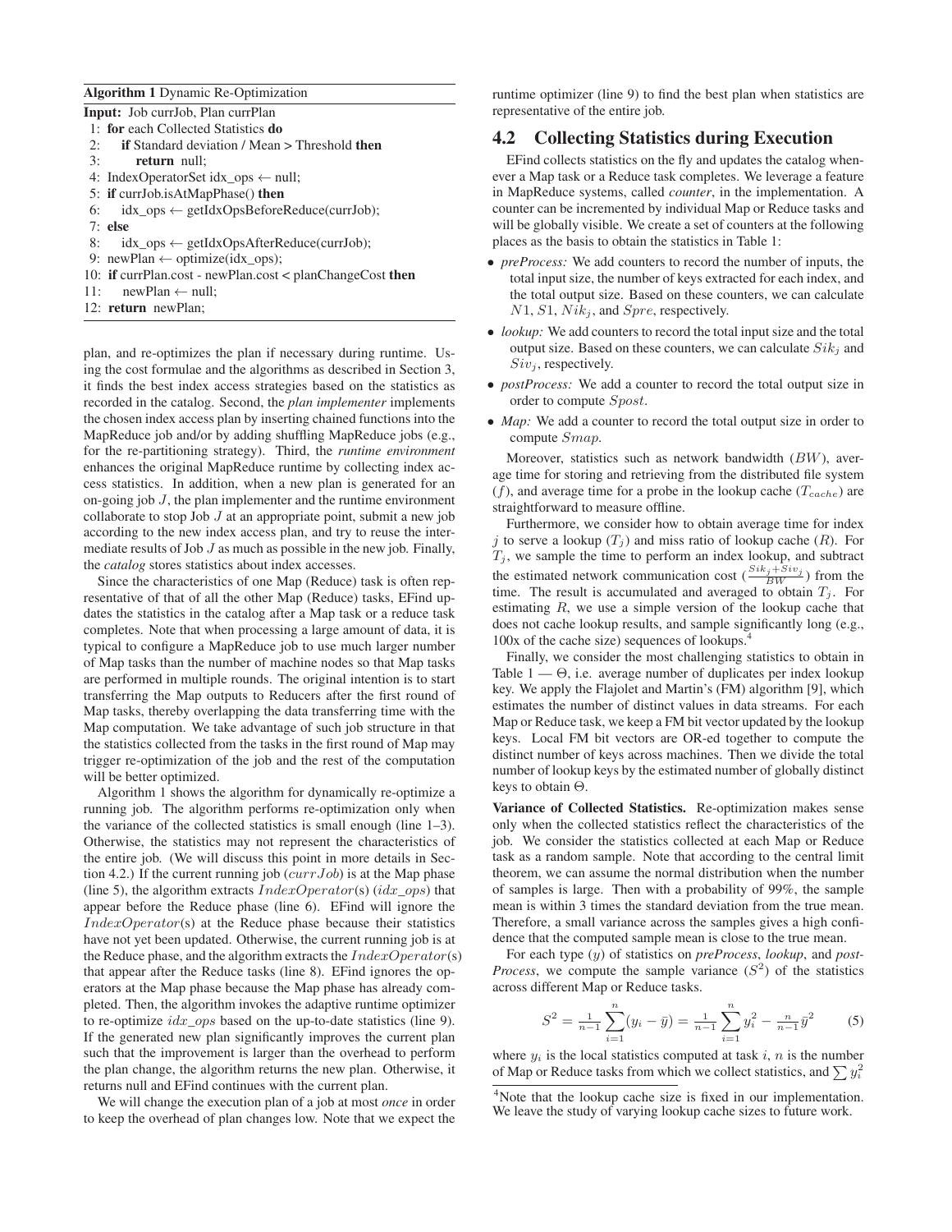**Algorithm 1** Dynamic Re-Optimization

```
Input: Job currJob, Plan currPlan
 1: for each Collected Statistics do
 2:    if Standard deviation / Mean > Threshold then
 3:       return null;
 4: IndexOperatorSet idx_ops ← null;
 5: if currJob.isAtMapPhase() then
 6:    idx_ops ← getIdxOpsBeforeReduce(currJob);
 7: else
 8:    idx_ops ← getIdxOpsAfterReduce(currJob);
 9: newPlan ← optimize(idx_ops);
10: if currPlan.cost - newPlan.cost < planChangeCost then
11:    newPlan ← null;
12: return newPlan;
```

plan, and re-optimizes the plan if necessary during runtime. Using the cost formulae and the algorithms as described in Section 3, it finds the best index access strategies based on the statistics as recorded in the catalog. Second, the *plan implementer* implements the chosen index access plan by inserting chained functions into the MapReduce job and/or by adding shuffling MapReduce jobs (e.g., for the re-partitioning strategy). Third, the *runtime environment* enhances the original MapReduce runtime by collecting index access statistics. In addition, when a new plan is generated for an on-going job $J$, the plan implementer and the runtime environment collaborate to stop Job $J$ at an appropriate point, submit a new job according to the new index access plan, and try to reuse the intermediate results of Job $J$ as much as possible in the new job. Finally, the *catalog* stores statistics about index accesses.

Since the characteristics of one Map (Reduce) task is often representative of that of all the other Map (Reduce) tasks, EFind updates the statistics in the catalog after a Map task or a reduce task completes. Note that when processing a large amount of data, it is typical to configure a MapReduce job to use much larger number of Map tasks than the number of machine nodes so that Map tasks are performed in multiple rounds. The original intention is to start transferring the Map outputs to Reducers after the first round of Map tasks, thereby overlapping the data transferring time with the Map computation. We take advantage of such job structure in that the statistics collected from the tasks in the first round of Map may trigger re-optimization of the job and the rest of the computation will be better optimized.

Algorithm 1 shows the algorithm for dynamically re-optimize a running job. The algorithm performs re-optimization only when the variance of the collected statistics is small enough (line 1–3). Otherwise, the statistics may not represent the characteristics of the entire job. (We will discuss this point in more details in Section 4.2.) If the current running job ($currJob$) is at the Map phase (line 5), the algorithm extracts $IndexOperator$(s) ($idx\_ops$) that appear before the Reduce phase (line 6). EFind will ignore the $IndexOperator$(s) at the Reduce phase because their statistics have not yet been updated. Otherwise, the current running job is at the Reduce phase, and the algorithm extracts the $IndexOperator$(s) that appear after the Reduce tasks (line 8). EFind ignores the operators at the Map phase because the Map phase has already completed. Then, the algorithm invokes the adaptive runtime optimizer to re-optimize $idx\_ops$ based on the up-to-date statistics (line 9). If the generated new plan significantly improves the current plan such that the improvement is larger than the overhead to perform the plan change, the algorithm returns the new plan. Otherwise, it returns null and EFind continues with the current plan.

We will change the execution plan of a job at most *once* in order to keep the overhead of plan changes low. Note that we expect the runtime optimizer (line 9) to find the best plan when statistics are representative of the entire job.

## 4.2 Collecting Statistics during Execution

EFind collects statistics on the fly and updates the catalog whenever a Map task or a Reduce task completes. We leverage a feature in MapReduce systems, called *counter*, in the implementation. A counter can be incremented by individual Map or Reduce tasks and will be globally visible. We create a set of counters at the following places as the basis to obtain the statistics in Table 1:

- *preProcess:* We add counters to record the number of inputs, the total input size, the number of keys extracted for each index, and the total output size. Based on these counters, we can calculate $N1$, $S1$, $Nik_j$, and $Spre$, respectively.
- *lookup:* We add counters to record the total input size and the total output size. Based on these counters, we can calculate $Sik_j$ and $Siv_j$, respectively.
- *postProcess:* We add a counter to record the total output size in order to compute $Spost$.
- *Map:* We add a counter to record the total output size in order to compute $Smap$.

Moreover, statistics such as network bandwidth ($BW$), average time for storing and retrieving from the distributed file system ($f$), and average time for a probe in the lookup cache ($T_{cache}$) are straightforward to measure offline.

Furthermore, we consider how to obtain average time for index $j$ to serve a lookup ($T_j$) and miss ratio of lookup cache ($R$). For $T_j$, we sample the time to perform an index lookup, and subtract the estimated network communication cost ($\frac{Sik_j+Siv_j}{BW}$) from the time. The result is accumulated and averaged to obtain $T_j$. For estimating $R$, we use a simple version of the lookup cache that does not cache lookup results, and sample significantly long (e.g., 100x of the cache size) sequences of lookups.[4]

Finally, we consider the most challenging statistics to obtain in Table 1 — $\Theta$, i.e. average number of duplicates per index lookup key. We apply the Flajolet and Martin's (FM) algorithm [9], which estimates the number of distinct values in data streams. For each Map or Reduce task, we keep a FM bit vector updated by the lookup keys. Local FM bit vectors are OR-ed together to compute the distinct number of keys across machines. Then we divide the total number of lookup keys by the estimated number of globally distinct keys to obtain $\Theta$.

**Variance of Collected Statistics.** Re-optimization makes sense only when the collected statistics reflect the characteristics of the job. We consider the statistics collected at each Map or Reduce task as a random sample. Note that according to the central limit theorem, we can assume the normal distribution when the number of samples is large. Then with a probability of 99%, the sample mean is within 3 times the standard deviation from the true mean. Therefore, a small variance across the samples gives a high confidence that the computed sample mean is close to the true mean.

For each type ($y$) of statistics on *preProcess*, *lookup*, and *post-Process*, we compute the sample variance ($S^2$) of the statistics across different Map or Reduce tasks.

$$S^2 = \frac{1}{n-1}\sum_{i=1}^{n}(y_i - \bar{y}) = \frac{1}{n-1}\sum_{i=1}^{n} y_i^2 - \frac{n}{n-1}\bar{y}^2 \qquad (5)$$

where $y_i$ is the local statistics computed at task $i$, $n$ is the number of Map or Reduce tasks from which we collect statistics, and $\sum y_i^2$

[4]Note that the lookup cache size is fixed in our implementation. We leave the study of varying lookup cache sizes to future work.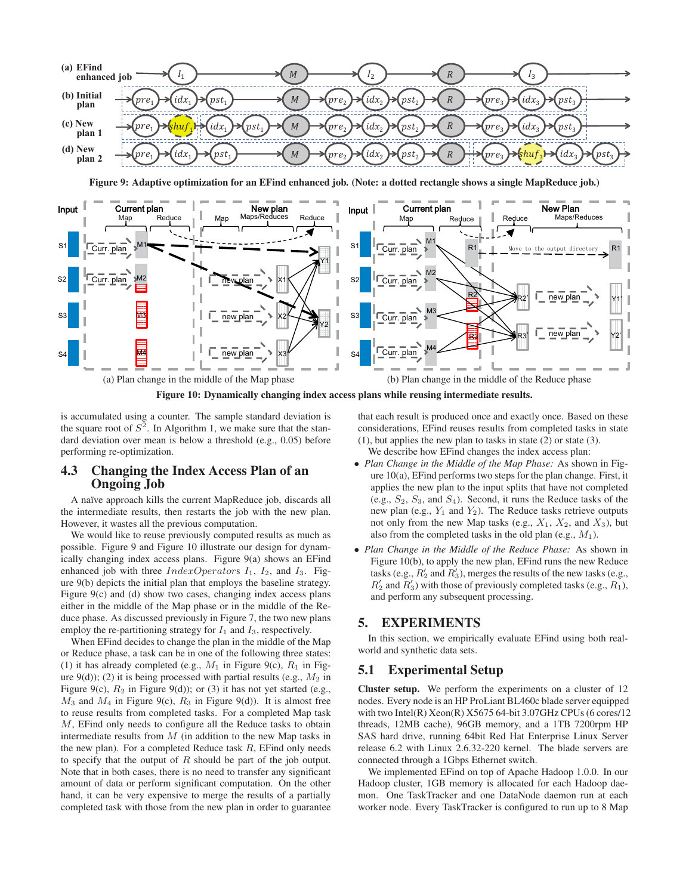Figure 9: Adaptive optimization for an EFind enhanced job. (Note: a dotted rectangle shows a single MapReduce job.)

(a) Plan change in the middle of the Map phase

(b) Plan change in the middle of the Reduce phase

Figure 10: Dynamically changing index access plans while reusing intermediate results.

is accumulated using a counter. The sample standard deviation is the square root of $S^2$. In Algorithm 1, we make sure that the standard deviation over mean is below a threshold (e.g., 0.05) before performing re-optimization.

## 4.3 Changing the Index Access Plan of an Ongoing Job

A naïve approach kills the current MapReduce job, discards all the intermediate results, then restarts the job with the new plan. However, it wastes all the previous computation.

We would like to reuse previously computed results as much as possible. Figure 9 and Figure 10 illustrate our design for dynamically changing index access plans. Figure 9(a) shows an EFind enhanced job with three $IndexOperator$s $I_1$, $I_2$, and $I_3$. Figure 9(b) depicts the initial plan that employs the baseline strategy. Figure 9(c) and (d) show two cases, changing index access plans either in the middle of the Map phase or in the middle of the Reduce phase. As discussed previously in Figure 7, the two new plans employ the re-partitioning strategy for $I_1$ and $I_3$, respectively.

When EFind decides to change the plan in the middle of the Map or Reduce phase, a task can be in one of the following three states: (1) it has already completed (e.g., $M_1$ in Figure 9(c), $R_1$ in Figure 9(d)); (2) it is being processed with partial results (e.g., $M_2$ in Figure 9(c), $R_2$ in Figure 9(d)); or (3) it has not yet started (e.g., $M_3$ and $M_4$ in Figure 9(c), $R_3$ in Figure 9(d)). It is almost free to reuse results from completed tasks. For a completed Map task $M$, EFind only needs to configure all the Reduce tasks to obtain intermediate results from $M$ (in addition to the new Map tasks in the new plan). For a completed Reduce task $R$, EFind only needs to specify that the output of $R$ should be part of the job output. Note that in both cases, there is no need to transfer any significant amount of data or perform significant computation. On the other hand, it can be very expensive to merge the results of a partially completed task with those from the new plan in order to guarantee that each result is produced once and exactly once. Based on these considerations, EFind reuses results from completed tasks in state (1), but applies the new plan to tasks in state (2) or state (3).

We describe how EFind changes the index access plan:

- *Plan Change in the Middle of the Map Phase:* As shown in Figure 10(a), EFind performs two steps for the plan change. First, it applies the new plan to the input splits that have not completed (e.g., $S_2$, $S_3$, and $S_4$). Second, it runs the Reduce tasks of the new plan (e.g., $Y_1$ and $Y_2$). The Reduce tasks retrieve outputs not only from the new Map tasks (e.g., $X_1$, $X_2$, and $X_3$), but also from the completed tasks in the old plan (e.g., $M_1$).
- *Plan Change in the Middle of the Reduce Phase:* As shown in Figure 10(b), to apply the new plan, EFind runs the new Reduce tasks (e.g., $R_2'$ and $R_3'$), merges the results of the new tasks (e.g., $R_2'$ and $R_3'$) with those of previously completed tasks (e.g., $R_1$), and perform any subsequent processing.

# 5. EXPERIMENTS

In this section, we empirically evaluate EFind using both real-world and synthetic data sets.

## 5.1 Experimental Setup

**Cluster setup.** We perform the experiments on a cluster of 12 nodes. Every node is an HP ProLiant BL460c blade server equipped with two Intel(R) Xeon(R) X5675 64-bit 3.07GHz CPUs (6 cores/12 threads, 12MB cache), 96GB memory, and a 1TB 7200rpm HP SAS hard drive, running 64bit Red Hat Enterprise Linux Server release 6.2 with Linux 2.6.32-220 kernel. The blade servers are connected through a 1Gbps Ethernet switch.

We implemented EFind on top of Apache Hadoop 1.0.0. In our Hadoop cluster, 1GB memory is allocated for each Hadoop daemon. One TaskTracker and one DataNode daemon run at each worker node. Every TaskTracker is configured to run up to 8 Map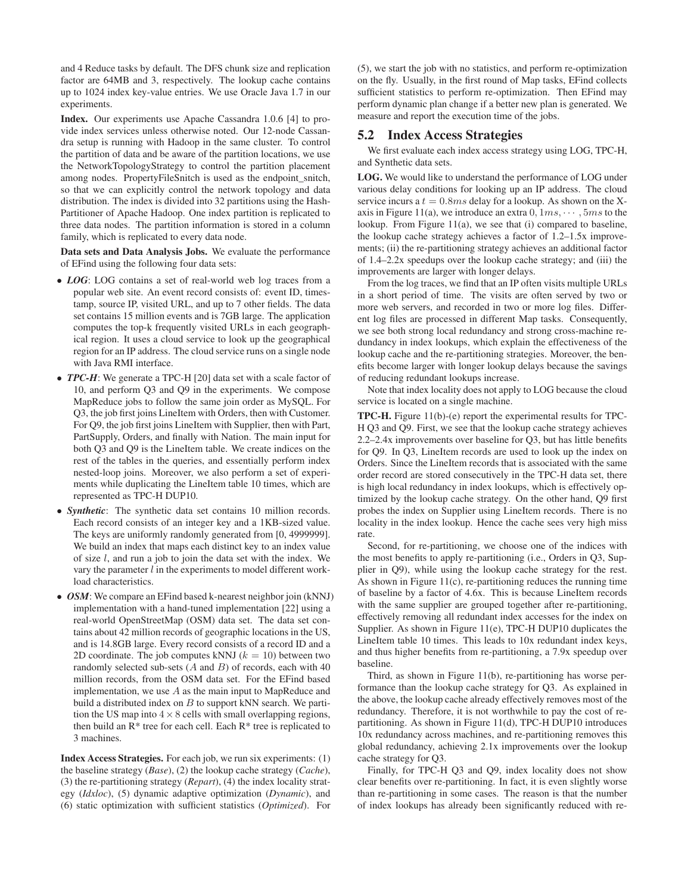and 4 Reduce tasks by default. The DFS chunk size and replication factor are 64MB and 3, respectively. The lookup cache contains up to 1024 index key-value entries. We use Oracle Java 1.7 in our experiments.

**Index.** Our experiments use Apache Cassandra 1.0.6 [4] to provide index services unless otherwise noted. Our 12-node Cassandra setup is running with Hadoop in the same cluster. To control the partition of data and be aware of the partition locations, we use the NetworkTopologyStrategy to control the partition placement among nodes. PropertyFileSnitch is used as the endpoint_snitch, so that we can explicitly control the network topology and data distribution. The index is divided into 32 partitions using the HashPartitioner of Apache Hadoop. One index partition is replicated to three data nodes. The partition information is stored in a column family, which is replicated to every data node.

**Data sets and Data Analysis Jobs.** We evaluate the performance of EFind using the following four data sets:

- ***LOG***: LOG contains a set of real-world web log traces from a popular web site. An event record consists of: event ID, timestamp, source IP, visited URL, and up to 7 other fields. The data set contains 15 million events and is 7GB large. The application computes the top-k frequently visited URLs in each geographical region. It uses a cloud service to look up the geographical region for an IP address. The cloud service runs on a single node with Java RMI interface.
- ***TPC-H***: We generate a TPC-H [20] data set with a scale factor of 10, and perform Q3 and Q9 in the experiments. We compose MapReduce jobs to follow the same join order as MySQL. For Q3, the job first joins LineItem with Orders, then with Customer. For Q9, the job first joins LineItem with Supplier, then with Part, PartSupply, Orders, and finally with Nation. The main input for both Q3 and Q9 is the LineItem table. We create indices on the rest of the tables in the queries, and essentially perform index nested-loop joins. Moreover, we also perform a set of experiments while duplicating the LineItem table 10 times, which are represented as TPC-H DUP10.
- ***Synthetic***: The synthetic data set contains 10 million records. Each record consists of an integer key and a 1KB-sized value. The keys are uniformly randomly generated from [0, 4999999]. We build an index that maps each distinct key to an index value of size $l$, and run a job to join the data set with the index. We vary the parameter $l$ in the experiments to model different workload characteristics.
- ***OSM***: We compare an EFind based k-nearest neighbor join (kNNJ) implementation with a hand-tuned implementation [22] using a real-world OpenStreetMap (OSM) data set. The data set contains about 42 million records of geographic locations in the US, and is 14.8GB large. Every record consists of a record ID and a 2D coordinate. The job computes kNNJ ($k = 10$) between two randomly selected sub-sets ($A$ and $B$) of records, each with 40 million records, from the OSM data set. For the EFind based implementation, we use $A$ as the main input to MapReduce and build a distributed index on $B$ to support kNN search. We partition the US map into $4 \times 8$ cells with small overlapping regions, then build an R* tree for each cell. Each R* tree is replicated to 3 machines.

**Index Access Strategies.** For each job, we run six experiments: (1) the baseline strategy (*Base*), (2) the lookup cache strategy (*Cache*), (3) the re-partitioning strategy (*Repart*), (4) the index locality strategy (*Idxloc*), (5) dynamic adaptive optimization (*Dynamic*), and (6) static optimization with sufficient statistics (*Optimized*). For (5), we start the job with no statistics, and perform re-optimization on the fly. Usually, in the first round of Map tasks, EFind collects sufficient statistics to perform re-optimization. Then EFind may perform dynamic plan change if a better new plan is generated. We measure and report the execution time of the jobs.

## 5.2 Index Access Strategies

We first evaluate each index access strategy using LOG, TPC-H, and Synthetic data sets.

**LOG.** We would like to understand the performance of LOG under various delay conditions for looking up an IP address. The cloud service incurs a $t = 0.8ms$ delay for a lookup. As shown on the X-axis in Figure 11(a), we introduce an extra $0, 1ms, \cdots, 5ms$ to the lookup. From Figure 11(a), we see that (i) compared to baseline, the lookup cache strategy achieves a factor of 1.2–1.5x improvements; (ii) the re-partitioning strategy achieves an additional factor of 1.4–2.2x speedups over the lookup cache strategy; and (iii) the improvements are larger with longer delays.

From the log traces, we find that an IP often visits multiple URLs in a short period of time. The visits are often served by two or more web servers, and recorded in two or more log files. Different log files are processed in different Map tasks. Consequently, we see both strong local redundancy and strong cross-machine redundancy in index lookups, which explain the effectiveness of the lookup cache and the re-partitioning strategies. Moreover, the benefits become larger with longer lookup delays because the savings of reducing redundant lookups increase.

Note that index locality does not apply to LOG because the cloud service is located on a single machine.

**TPC-H.** Figure 11(b)-(e) report the experimental results for TPC-H Q3 and Q9. First, we see that the lookup cache strategy achieves 2.2–2.4x improvements over baseline for Q3, but has little benefits for Q9. In Q3, LineItem records are used to look up the index on Orders. Since the LineItem records that is associated with the same order record are stored consecutively in the TPC-H data set, there is high local redundancy in index lookups, which is effectively optimized by the lookup cache strategy. On the other hand, Q9 first probes the index on Supplier using LineItem records. There is no locality in the index lookup. Hence the cache sees very high miss rate.

Second, for re-partitioning, we choose one of the indices with the most benefits to apply re-partitioning (i.e., Orders in Q3, Supplier in Q9), while using the lookup cache strategy for the rest. As shown in Figure 11(c), re-partitioning reduces the running time of baseline by a factor of 4.6x. This is because LineItem records with the same supplier are grouped together after re-partitioning, effectively removing all redundant index accesses for the index on Supplier. As shown in Figure 11(e), TPC-H DUP10 duplicates the LineItem table 10 times. This leads to 10x redundant index keys, and thus higher benefits from re-partitioning, a 7.9x speedup over baseline.

Third, as shown in Figure 11(b), re-partitioning has worse performance than the lookup cache strategy for Q3. As explained in the above, the lookup cache already effectively removes most of the redundancy. Therefore, it is not worthwhile to pay the cost of re-partitioning. As shown in Figure 11(d), TPC-H DUP10 introduces 10x redundancy across machines, and re-partitioning removes this global redundancy, achieving 2.1x improvements over the lookup cache strategy for Q3.

Finally, for TPC-H Q3 and Q9, index locality does not show clear benefits over re-partitioning. In fact, it is even slightly worse than re-partitioning in some cases. The reason is that the number of index lookups has already been significantly reduced with re-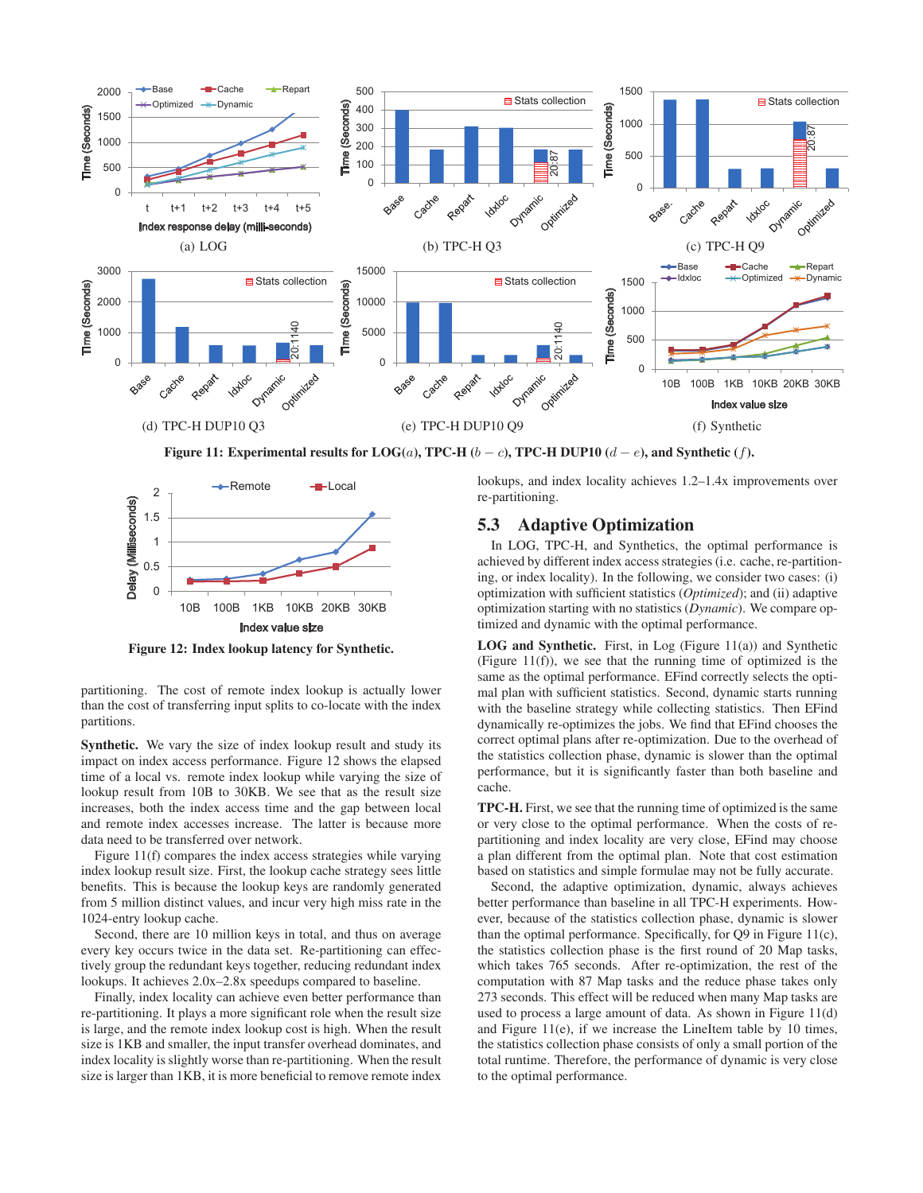**Figure 11: Experimental results for LOG($a$), TPC-H ($b-c$), TPC-H DUP10 ($d-e$), and Synthetic ($f$).**

**Figure 12: Index lookup latency for Synthetic.**

partitioning. The cost of remote index lookup is actually lower than the cost of transferring input splits to co-locate with the index partitions.

**Synthetic.** We vary the size of index lookup result and study its impact on index access performance. Figure 12 shows the elapsed time of a local vs. remote index lookup while varying the size of lookup result from 10B to 30KB. We see that as the result size increases, both the index access time and the gap between local and remote index accesses increase. The latter is because more data need to be transferred over network.

Figure 11(f) compares the index access strategies while varying index lookup result size. First, the lookup cache strategy sees little benefits. This is because the lookup keys are randomly generated from 5 million distinct values, and incur very high miss rate in the 1024-entry lookup cache.

Second, there are 10 million keys in total, and thus on average every key occurs twice in the data set. Re-partitioning can effectively group the redundant keys together, reducing redundant index lookups. It achieves 2.0x–2.8x speedups compared to baseline.

Finally, index locality can achieve even better performance than re-partitioning. It plays a more significant role when the result size is large, and the remote index lookup cost is high. When the result size is 1KB and smaller, the input transfer overhead dominates, and index locality is slightly worse than re-partitioning. When the result size is larger than 1KB, it is more beneficial to remove remote index lookups, and index locality achieves 1.2–1.4x improvements over re-partitioning.

## 5.3 Adaptive Optimization

In LOG, TPC-H, and Synthetics, the optimal performance is achieved by different index access strategies (i.e. cache, re-partitioning, or index locality). In the following, we consider two cases: (i) optimization with sufficient statistics (*Optimized*); and (ii) adaptive optimization starting with no statistics (*Dynamic*). We compare optimized and dynamic with the optimal performance.

**LOG and Synthetic.** First, in Log (Figure 11(a)) and Synthetic (Figure 11(f)), we see that the running time of optimized is the same as the optimal performance. EFind correctly selects the optimal plan with sufficient statistics. Second, dynamic starts running with the baseline strategy while collecting statistics. Then EFind dynamically re-optimizes the jobs. We find that EFind chooses the correct optimal plans after re-optimization. Due to the overhead of the statistics collection phase, dynamic is slower than the optimal performance, but it is significantly faster than both baseline and cache.

**TPC-H.** First, we see that the running time of optimized is the same or very close to the optimal performance. When the costs of re-partitioning and index locality are very close, EFind may choose a plan different from the optimal plan. Note that cost estimation based on statistics and simple formulae may not be fully accurate.

Second, the adaptive optimization, dynamic, always achieves better performance than baseline in all TPC-H experiments. However, because of the statistics collection phase, dynamic is slower than the optimal performance. Specifically, for Q9 in Figure 11(c), the statistics collection phase is the first round of 20 Map tasks, which takes 765 seconds. After re-optimization, the rest of the computation with 87 Map tasks and the reduce phase takes only 273 seconds. This effect will be reduced when many Map tasks are used to process a large amount of data. As shown in Figure 11(d) and Figure 11(e), if we increase the LineItem table by 10 times, the statistics collection phase consists of only a small portion of the total runtime. Therefore, the performance of dynamic is very close to the optimal performance.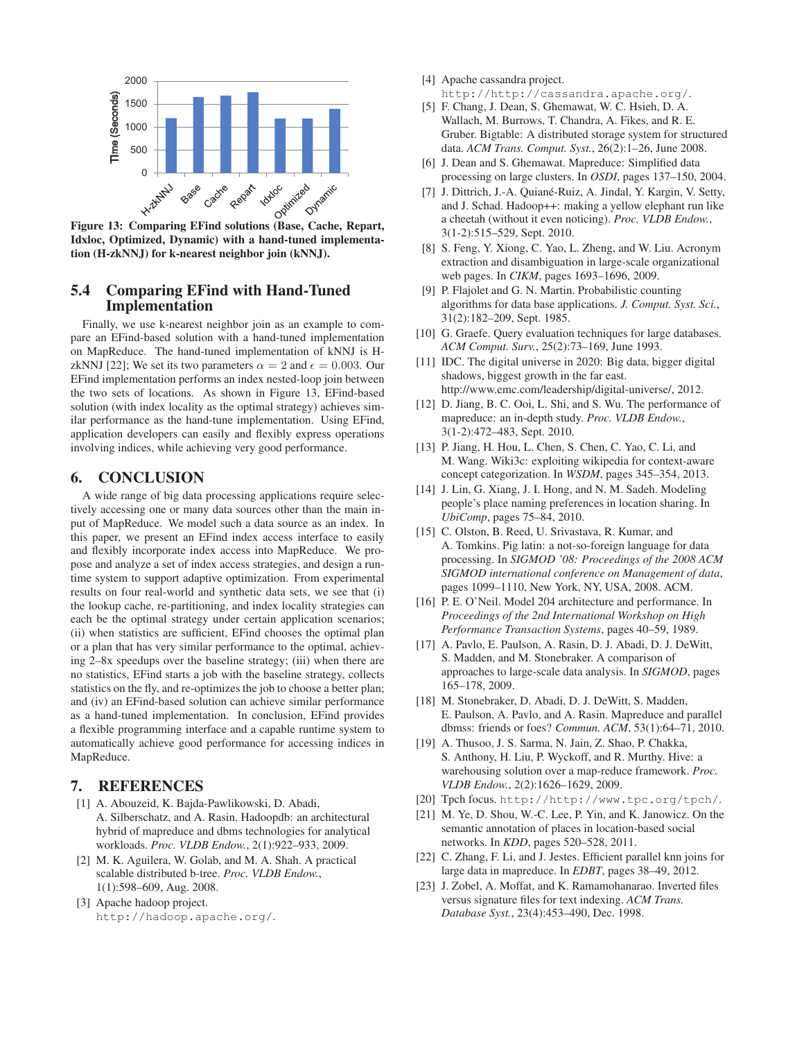2000
1500
1000
500
0
Time (Seconds)
H-zkNNJ
Base
Cache
Repart
Idxloc
Optimized
Dynamic

**Figure 13: Comparing EFind solutions (Base, Cache, Repart, Idxloc, Optimized, Dynamic) with a hand-tuned implementation (H-zkNNJ) for k-nearest neighbor join (kNNJ).**

### 5.4 Comparing EFind with Hand-Tuned Implementation

Finally, we use k-nearest neighbor join as an example to compare an EFind-based solution with a hand-tuned implementation on MapReduce. The hand-tuned implementation of kNNJ is H-zkNNJ [22]; We set its two parameters $\alpha = 2$ and $\epsilon = 0.003$. Our EFind implementation performs an index nested-loop join between the two sets of locations. As shown in Figure 13, EFind-based solution (with index locality as the optimal strategy) achieves similar performance as the hand-tune implementation. Using EFind, application developers can easily and flexibly express operations involving indices, while achieving very good performance.

## 6. CONCLUSION

A wide range of big data processing applications require selectively accessing one or many data sources other than the main input of MapReduce. We model such a data source as an index. In this paper, we present an EFind index access interface to easily and flexibly incorporate index access into MapReduce. We propose and analyze a set of index access strategies, and design a runtime system to support adaptive optimization. From experimental results on four real-world and synthetic data sets, we see that (i) the lookup cache, re-partitioning, and index locality strategies can each be the optimal strategy under certain application scenarios; (ii) when statistics are sufficient, EFind chooses the optimal plan or a plan that has very similar performance to the optimal, achieving 2–8x speedups over the baseline strategy; (iii) when there are no statistics, EFind starts a job with the baseline strategy, collects statistics on the fly, and re-optimizes the job to choose a better plan; and (iv) an EFind-based solution can achieve similar performance as a hand-tuned implementation. In conclusion, EFind provides a flexible programming interface and a capable runtime system to automatically achieve good performance for accessing indices in MapReduce.

## 7. REFERENCES

[1] A. Abouzeid, K. Bajda-Pawlikowski, D. Abadi, A. Silberschatz, and A. Rasin. Hadoopdb: an architectural hybrid of mapreduce and dbms technologies for analytical workloads. *Proc. VLDB Endow.*, 2(1):922–933, 2009.

[2] M. K. Aguilera, W. Golab, and M. A. Shah. A practical scalable distributed b-tree. *Proc. VLDB Endow.*, 1(1):598–609, Aug. 2008.

[3] Apache hadoop project. `http://hadoop.apache.org/`.

[4] Apache cassandra project. `http://http://cassandra.apache.org/`.

[5] F. Chang, J. Dean, S. Ghemawat, W. C. Hsieh, D. A. Wallach, M. Burrows, T. Chandra, A. Fikes, and R. E. Gruber. Bigtable: A distributed storage system for structured data. *ACM Trans. Comput. Syst.*, 26(2):1–26, June 2008.

[6] J. Dean and S. Ghemawat. Mapreduce: Simplified data processing on large clusters. In *OSDI*, pages 137–150, 2004.

[7] J. Dittrich, J.-A. Quiané-Ruiz, A. Jindal, Y. Kargin, V. Setty, and J. Schad. Hadoop++: making a yellow elephant run like a cheetah (without it even noticing). *Proc. VLDB Endow.*, 3(1-2):515–529, Sept. 2010.

[8] S. Feng, Y. Xiong, C. Yao, L. Zheng, and W. Liu. Acronym extraction and disambiguation in large-scale organizational web pages. In *CIKM*, pages 1693–1696, 2009.

[9] P. Flajolet and G. N. Martin. Probabilistic counting algorithms for data base applications. *J. Comput. Syst. Sci.*, 31(2):182–209, Sept. 1985.

[10] G. Graefe. Query evaluation techniques for large databases. *ACM Comput. Surv.*, 25(2):73–169, June 1993.

[11] IDC. The digital universe in 2020: Big data, bigger digital shadows, biggest growth in the far east. http://www.emc.com/leadership/digital-universe/, 2012.

[12] D. Jiang, B. C. Ooi, L. Shi, and S. Wu. The performance of mapreduce: an in-depth study. *Proc. VLDB Endow.*, 3(1-2):472–483, Sept. 2010.

[13] P. Jiang, H. Hou, L. Chen, S. Chen, C. Yao, C. Li, and M. Wang. Wiki3c: exploiting wikipedia for context-aware concept categorization. In *WSDM*, pages 345–354, 2013.

[14] J. Lin, G. Xiang, J. I. Hong, and N. M. Sadeh. Modeling people's place naming preferences in location sharing. In *UbiComp*, pages 75–84, 2010.

[15] C. Olston, B. Reed, U. Srivastava, R. Kumar, and A. Tomkins. Pig latin: a not-so-foreign language for data processing. In *SIGMOD '08: Proceedings of the 2008 ACM SIGMOD international conference on Management of data*, pages 1099–1110, New York, NY, USA, 2008. ACM.

[16] P. E. O'Neil. Model 204 architecture and performance. In *Proceedings of the 2nd International Workshop on High Performance Transaction Systems*, pages 40–59, 1989.

[17] A. Pavlo, E. Paulson, A. Rasin, D. J. Abadi, D. J. DeWitt, S. Madden, and M. Stonebraker. A comparison of approaches to large-scale data analysis. In *SIGMOD*, pages 165–178, 2009.

[18] M. Stonebraker, D. Abadi, D. J. DeWitt, S. Madden, E. Paulson, A. Pavlo, and A. Rasin. Mapreduce and parallel dbmss: friends or foes? *Commun. ACM*, 53(1):64–71, 2010.

[19] A. Thusoo, J. S. Sarma, N. Jain, Z. Shao, P. Chakka, S. Anthony, H. Liu, P. Wyckoff, and R. Murthy. Hive: a warehousing solution over a map-reduce framework. *Proc. VLDB Endow.*, 2(2):1626–1629, 2009.

[20] Tpch focus. `http://http://www.tpc.org/tpch/`.

[21] M. Ye, D. Shou, W.-C. Lee, P. Yin, and K. Janowicz. On the semantic annotation of places in location-based social networks. In *KDD*, pages 520–528, 2011.

[22] C. Zhang, F. Li, and J. Jestes. Efficient parallel knn joins for large data in mapreduce. In *EDBT*, pages 38–49, 2012.

[23] J. Zobel, A. Moffat, and K. Ramamohanarao. Inverted files versus signature files for text indexing. *ACM Trans. Database Syst.*, 23(4):453–490, Dec. 1998.